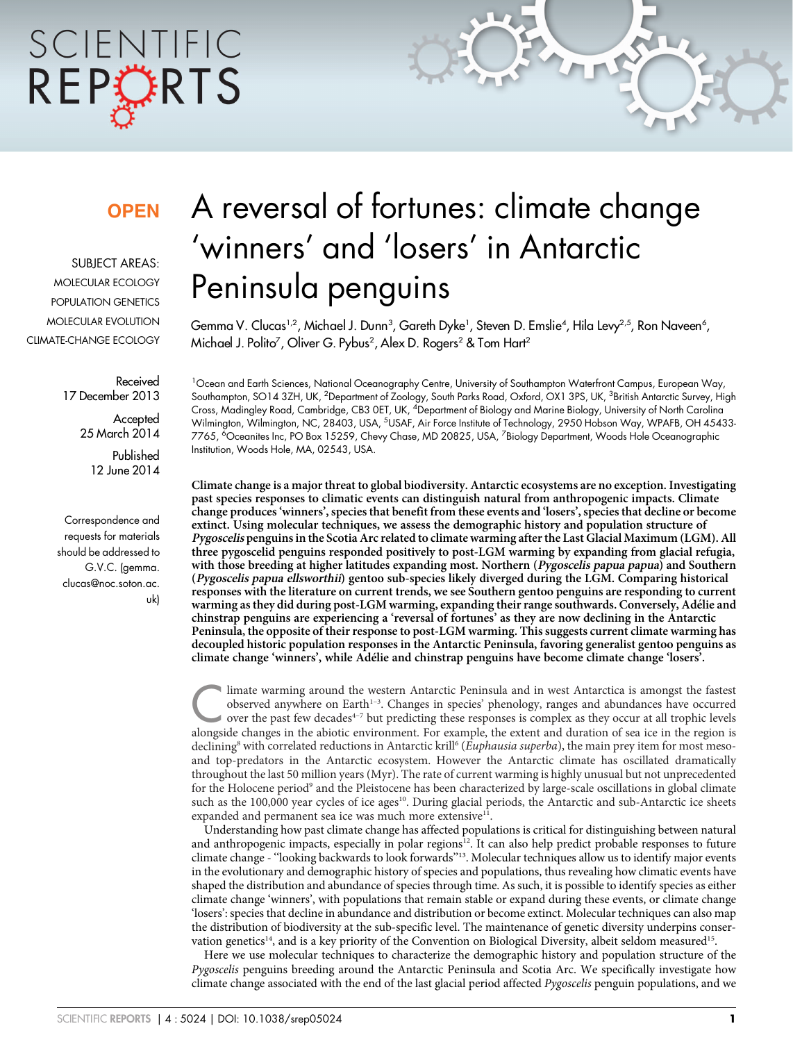OPEN

SUBJECT AREAS:
MOLECULAR ECOLOGY
POPULATION GENETICS
MOLECULAR EVOLUTION
CLIMATE-CHANGE ECOLOGY

Received
17 December 2013

Accepted
25 March 2014

Published
12 June 2014

Correspondence and requests for materials should be addressed to G.V.C. (gemma.clucas@noc.soton.ac.uk)

# A reversal of fortunes: climate change 'winners' and 'losers' in Antarctic Peninsula penguins

Gemma V. Clucas[1,2], Michael J. Dunn[3], Gareth Dyke[1], Steven D. Emslie[4], Hila Levy[2,5], Ron Naveen[6], Michael J. Polito[7], Oliver G. Pybus[2], Alex D. Rogers[2] & Tom Hart[2]

[1]Ocean and Earth Sciences, National Oceanography Centre, University of Southampton Waterfront Campus, European Way, Southampton, SO14 3ZH, UK, [2]Department of Zoology, South Parks Road, Oxford, OX1 3PS, UK, [3]British Antarctic Survey, High Cross, Madingley Road, Cambridge, CB3 0ET, UK, [4]Department of Biology and Marine Biology, University of North Carolina Wilmington, Wilmington, NC, 28403, USA, [5]USAF, Air Force Institute of Technology, 2950 Hobson Way, WPAFB, OH 45433-7765, [6]Oceanites Inc, PO Box 15259, Chevy Chase, MD 20825, USA, [7]Biology Department, Woods Hole Oceanographic Institution, Woods Hole, MA, 02543, USA.

**Climate change is a major threat to global biodiversity. Antarctic ecosystems are no exception. Investigating past species responses to climatic events can distinguish natural from anthropogenic impacts. Climate change produces 'winners', species that benefit from these events and 'losers', species that decline or become extinct. Using molecular techniques, we assess the demographic history and population structure of *Pygoscelis* penguins in the Scotia Arc related to climate warming after the Last Glacial Maximum (LGM). All three pygoscelid penguins responded positively to post-LGM warming by expanding from glacial refugia, with those breeding at higher latitudes expanding most. Northern (*Pygoscelis papua papua*) and Southern (*Pygoscelis papua ellsworthii*) gentoo sub-species likely diverged during the LGM. Comparing historical responses with the literature on current trends, we see Southern gentoo penguins are responding to current warming as they did during post-LGM warming, expanding their range southwards. Conversely, Adélie and chinstrap penguins are experiencing a 'reversal of fortunes' as they are now declining in the Antarctic Peninsula, the opposite of their response to post-LGM warming. This suggests current climate warming has decoupled historic population responses in the Antarctic Peninsula, favoring generalist gentoo penguins as climate change 'winners', while Adélie and chinstrap penguins have become climate change 'losers'.**

Climate warming around the western Antarctic Peninsula and in west Antarctica is amongst the fastest observed anywhere on Earth[1–3]. Changes in species' phenology, ranges and abundances have occurred over the past few decades[4–7] but predicting these responses is complex as they occur at all trophic levels alongside changes in the abiotic environment. For example, the extent and duration of sea ice in the region is declining[8] with correlated reductions in Antarctic krill[6] (*Euphausia superba*), the main prey item for most meso- and top-predators in the Antarctic ecosystem. However the Antarctic climate has oscillated dramatically throughout the last 50 million years (Myr). The rate of current warming is highly unusual but not unprecedented for the Holocene period[9] and the Pleistocene has been characterized by large-scale oscillations in global climate such as the 100,000 year cycles of ice ages[10]. During glacial periods, the Antarctic and sub-Antarctic ice sheets expanded and permanent sea ice was much more extensive[11].

Understanding how past climate change has affected populations is critical for distinguishing between natural and anthropogenic impacts, especially in polar regions[12]. It can also help predict probable responses to future climate change - "looking backwards to look forwards"[13]. Molecular techniques allow us to identify major events in the evolutionary and demographic history of species and populations, thus revealing how climatic events have shaped the distribution and abundance of species through time. As such, it is possible to identify species as either climate change 'winners', with populations that remain stable or expand during these events, or climate change 'losers': species that decline in abundance and distribution or become extinct. Molecular techniques can also map the distribution of biodiversity at the sub-specific level. The maintenance of genetic diversity underpins conservation genetics[14], and is a key priority of the Convention on Biological Diversity, albeit seldom measured[15].

Here we use molecular techniques to characterize the demographic history and population structure of the *Pygoscelis* penguins breeding around the Antarctic Peninsula and Scotia Arc. We specifically investigate how climate change associated with the end of the last glacial period affected *Pygoscelis* penguin populations, and we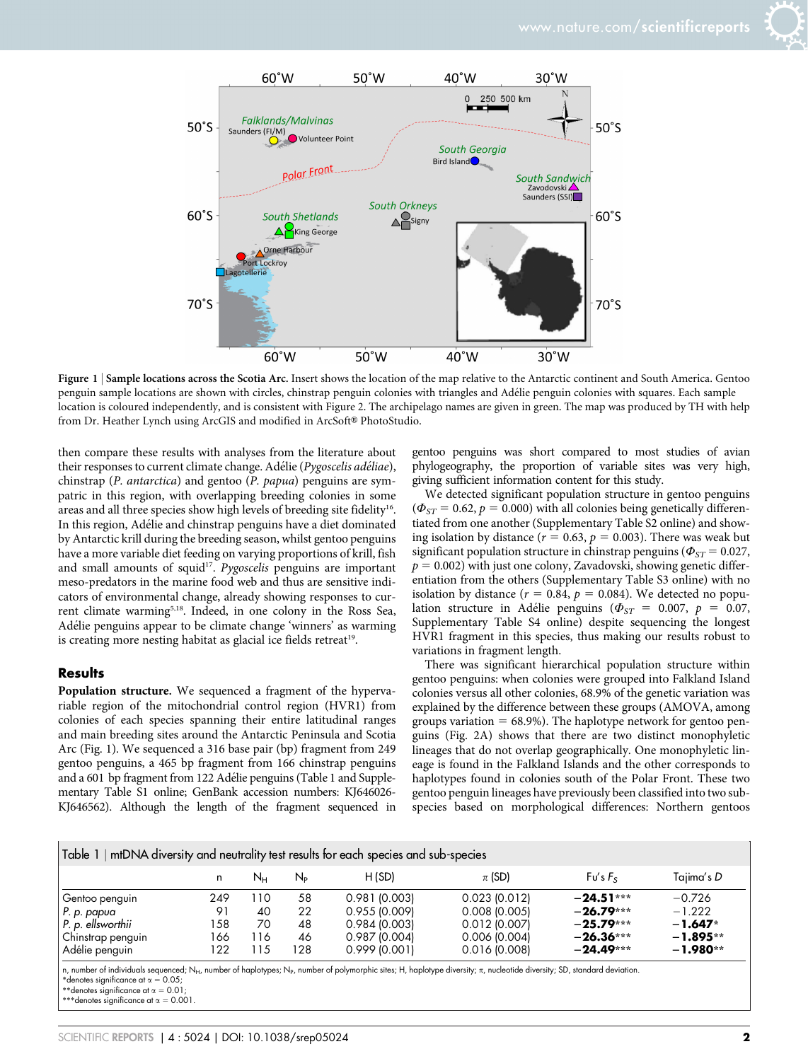Figure 1 | **Sample locations across the Scotia Arc.** Insert shows the location of the map relative to the Antarctic continent and South America. Gentoo penguin sample locations are shown with circles, chinstrap penguin colonies with triangles and Adélie penguin colonies with squares. Each sample location is coloured independently, and is consistent with Figure 2. The archipelago names are given in green. The map was produced by TH with help from Dr. Heather Lynch using ArcGIS and modified in ArcSoft® PhotoStudio.

then compare these results with analyses from the literature about their responses to current climate change. Adélie (*Pygoscelis adéliae*), chinstrap (*P. antarctica*) and gentoo (*P. papua*) penguins are sympatric in this region, with overlapping breeding colonies in some areas and all three species show high levels of breeding site fidelity[16]. In this region, Adélie and chinstrap penguins have a diet dominated by Antarctic krill during the breeding season, whilst gentoo penguins have a more variable diet feeding on varying proportions of krill, fish and small amounts of squid[17]. *Pygoscelis* penguins are important meso-predators in the marine food web and thus are sensitive indicators of environmental change, already showing responses to current climate warming[5,18]. Indeed, in one colony in the Ross Sea, Adélie penguins appear to be climate change 'winners' as warming is creating more nesting habitat as glacial ice fields retreat[19].

## Results

**Population structure.** We sequenced a fragment of the hypervariable region of the mitochondrial control region (HVR1) from colonies of each species spanning their entire latitudinal ranges and main breeding sites around the Antarctic Peninsula and Scotia Arc (Fig. 1). We sequenced a 316 base pair (bp) fragment from 249 gentoo penguins, a 465 bp fragment from 166 chinstrap penguins and a 601 bp fragment from 122 Adélie penguins (Table 1 and Supplementary Table S1 online; GenBank accession numbers: KJ646026-KJ646562). Although the length of the fragment sequenced in gentoo penguins was short compared to most studies of avian phylogeography, the proportion of variable sites was very high, giving sufficient information content for this study.

We detected significant population structure in gentoo penguins ($\Phi_{ST} = 0.62$, $p = 0.000$) with all colonies being genetically differentiated from one another (Supplementary Table S2 online) and showing isolation by distance ($r = 0.63$, $p = 0.003$). There was weak but significant population structure in chinstrap penguins ($\Phi_{ST} = 0.027$, $p = 0.002$) with just one colony, Zavadovski, showing genetic differentiation from the others (Supplementary Table S3 online) with no isolation by distance ($r = 0.84$, $p = 0.084$). We detected no population structure in Adélie penguins ($\Phi_{ST} = 0.007$, $p = 0.07$, Supplementary Table S4 online) despite sequencing the longest HVR1 fragment in this species, thus making our results robust to variations in fragment length.

There was significant hierarchical population structure within gentoo penguins: when colonies were grouped into Falkland Island colonies versus all other colonies, 68.9% of the genetic variation was explained by the difference between these groups (AMOVA, among groups variation = 68.9%). The haplotype network for gentoo penguins (Fig. 2A) shows that there are two distinct monophyletic lineages that do not overlap geographically. One monophyletic lineage is found in the Falkland Islands and the other corresponds to haplotypes found in colonies south of the Polar Front. These two gentoo penguin lineages have previously been classified into two subspecies based on morphological differences: Northern gentoos

Table 1 | mtDNA diversity and neutrality test results for each species and sub-species

| | n | $N_H$ | $N_P$ | H (SD) | $\pi$ (SD) | Fu's $F_S$ | Tajima's *D* |
|---|---|---|---|---|---|---|---|
| Gentoo penguin | 249 | 110 | 58 | 0.981 (0.003) | 0.023 (0.012) | **−24.51***** | −0.726 |
| *P. p. papua* | 91 | 40 | 22 | 0.955 (0.009) | 0.008 (0.005) | **−26.79***** | −1.222 |
| *P. p. ellsworthii* | 158 | 70 | 48 | 0.984 (0.003) | 0.012 (0.007) | **−25.79***** | **−1.647*** |
| Chinstrap penguin | 166 | 116 | 46 | 0.987 (0.004) | 0.006 (0.004) | **−26.36***** | **−1.895**** |
| Adélie penguin | 122 | 115 | 128 | 0.999 (0.001) | 0.016 (0.008) | **−24.49***** | **−1.980**** |

n, number of individuals sequenced; $N_H$, number of haplotypes; $N_P$, number of polymorphic sites; H, haplotype diversity; $\pi$, nucleotide diversity; SD, standard deviation.
*denotes significance at $\alpha = 0.05$;
**denotes significance at $\alpha = 0.01$;
***denotes significance at $\alpha = 0.001$.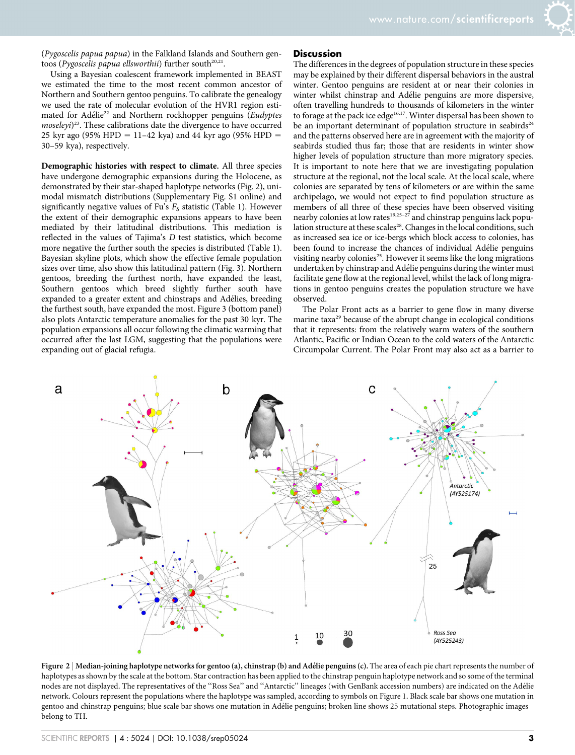(*Pygoscelis papua papua*) in the Falkland Islands and Southern gentoos (*Pygoscelis papua ellsworthii*) further south[20,21].

Using a Bayesian coalescent framework implemented in BEAST we estimated the time to the most recent common ancestor of Northern and Southern gentoo penguins. To calibrate the genealogy we used the rate of molecular evolution of the HVR1 region estimated for Adélie[22] and Northern rockhopper penguins (*Eudyptes moseleyi*)[23]. These calibrations date the divergence to have occurred 25 kyr ago (95% HPD = 11–42 kya) and 44 kyr ago (95% HPD = 30–59 kya), respectively.

**Demographic histories with respect to climate.** All three species have undergone demographic expansions during the Holocene, as demonstrated by their star-shaped haplotype networks (Fig. 2), unimodal mismatch distributions (Supplementary Fig. S1 online) and significantly negative values of Fu's $F_S$ statistic (Table 1). However the extent of their demographic expansions appears to have been mediated by their latitudinal distributions. This mediation is reflected in the values of Tajima's $D$ test statistics, which become more negative the further south the species is distributed (Table 1). Bayesian skyline plots, which show the effective female population sizes over time, also show this latitudinal pattern (Fig. 3). Northern gentoos, breeding the furthest north, have expanded the least, Southern gentoos which breed slightly further south have expanded to a greater extent and chinstraps and Adélies, breeding the furthest south, have expanded the most. Figure 3 (bottom panel) also plots Antarctic temperature anomalies for the past 30 kyr. The population expansions all occur following the climatic warming that occurred after the last LGM, suggesting that the populations were expanding out of glacial refugia.

## Discussion

The differences in the degrees of population structure in these species may be explained by their different dispersal behaviors in the austral winter. Gentoo penguins are resident at or near their colonies in winter whilst chinstrap and Adélie penguins are more dispersive, often travelling hundreds to thousands of kilometers in the winter to forage at the pack ice edge[16,17]. Winter dispersal has been shown to be an important determinant of population structure in seabirds[24] and the patterns observed here are in agreement with the majority of seabirds studied thus far; those that are residents in winter show higher levels of population structure than more migratory species. It is important to note here that we are investigating population structure at the regional, not the local scale. At the local scale, where colonies are separated by tens of kilometers or are within the same archipelago, we would not expect to find population structure as members of all three of these species have been observed visiting nearby colonies at low rates[19,25–27] and chinstrap penguins lack population structure at these scales[28]. Changes in the local conditions, such as increased sea ice or ice-bergs which block access to colonies, has been found to increase the chances of individual Adélie penguins visiting nearby colonies[25]. However it seems like the long migrations undertaken by chinstrap and Adélie penguins during the winter must facilitate gene flow at the regional level, whilst the lack of long migrations in gentoo penguins creates the population structure we have observed.

The Polar Front acts as a barrier to gene flow in many diverse marine taxa[29] because of the abrupt change in ecological conditions that it represents: from the relatively warm waters of the southern Atlantic, Pacific or Indian Ocean to the cold waters of the Antarctic Circumpolar Current. The Polar Front may also act as a barrier to

**Figure 2 | Median-joining haplotype networks for gentoo (a), chinstrap (b) and Adélie penguins (c).** The area of each pie chart represents the number of haplotypes as shown by the scale at the bottom. Star contraction has been applied to the chinstrap penguin haplotype network and so some of the terminal nodes are not displayed. The representatives of the "Ross Sea" and "Antarctic" lineages (with GenBank accession numbers) are indicated on the Adélie network. Colours represent the populations where the haplotype was sampled, according to symbols on Figure 1. Black scale bar shows one mutation in gentoo and chinstrap penguins; blue scale bar shows one mutation in Adélie penguins; broken line shows 25 mutational steps. Photographic images belong to TH.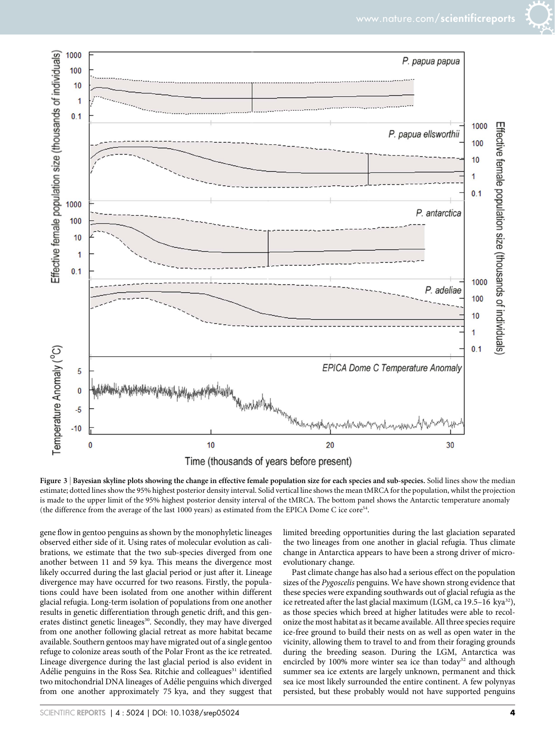**Figure 3 | Bayesian skyline plots showing the change in effective female population size for each species and sub-species.** Solid lines show the median estimate; dotted lines show the 95% highest posterior density interval. Solid vertical line shows the mean tMRCA for the population, whilst the projection is made to the upper limit of the 95% highest posterior density interval of the tMRCA. The bottom panel shows the Antarctic temperature anomaly (the difference from the average of the last 1000 years) as estimated from the EPICA Dome C ice core[54].

gene flow in gentoo penguins as shown by the monophyletic lineages observed either side of it. Using rates of molecular evolution as calibrations, we estimate that the two sub-species diverged from one another between 11 and 59 kya. This means the divergence most likely occurred during the last glacial period or just after it. Lineage divergence may have occurred for two reasons. Firstly, the populations could have been isolated from one another within different glacial refugia. Long-term isolation of populations from one another results in genetic differentiation through genetic drift, and this generates distinct genetic lineages[30]. Secondly, they may have diverged from one another following glacial retreat as more habitat became available. Southern gentoos may have migrated out of a single gentoo refuge to colonize areas south of the Polar Front as the ice retreated. Lineage divergence during the last glacial period is also evident in Adélie penguins in the Ross Sea. Ritchie and colleagues[31] identified two mitochondrial DNA lineages of Adélie penguins which diverged from one another approximately 75 kya, and they suggest that limited breeding opportunities during the last glaciation separated the two lineages from one another in glacial refugia. Thus climate change in Antarctica appears to have been a strong driver of micro-evolutionary change.

Past climate change has also had a serious effect on the population sizes of the *Pygoscelis* penguins. We have shown strong evidence that these species were expanding southwards out of glacial refugia as the ice retreated after the last glacial maximum (LGM, ca 19.5–16 kya[32]), as those species which breed at higher latitudes were able to recolonize the most habitat as it became available. All three species require ice-free ground to build their nests on as well as open water in the vicinity, allowing them to travel to and from their foraging grounds during the breeding season. During the LGM, Antarctica was encircled by 100% more winter sea ice than today[32] and although summer sea ice extents are largely unknown, permanent and thick sea ice most likely surrounded the entire continent. A few polynyas persisted, but these probably would not have supported penguins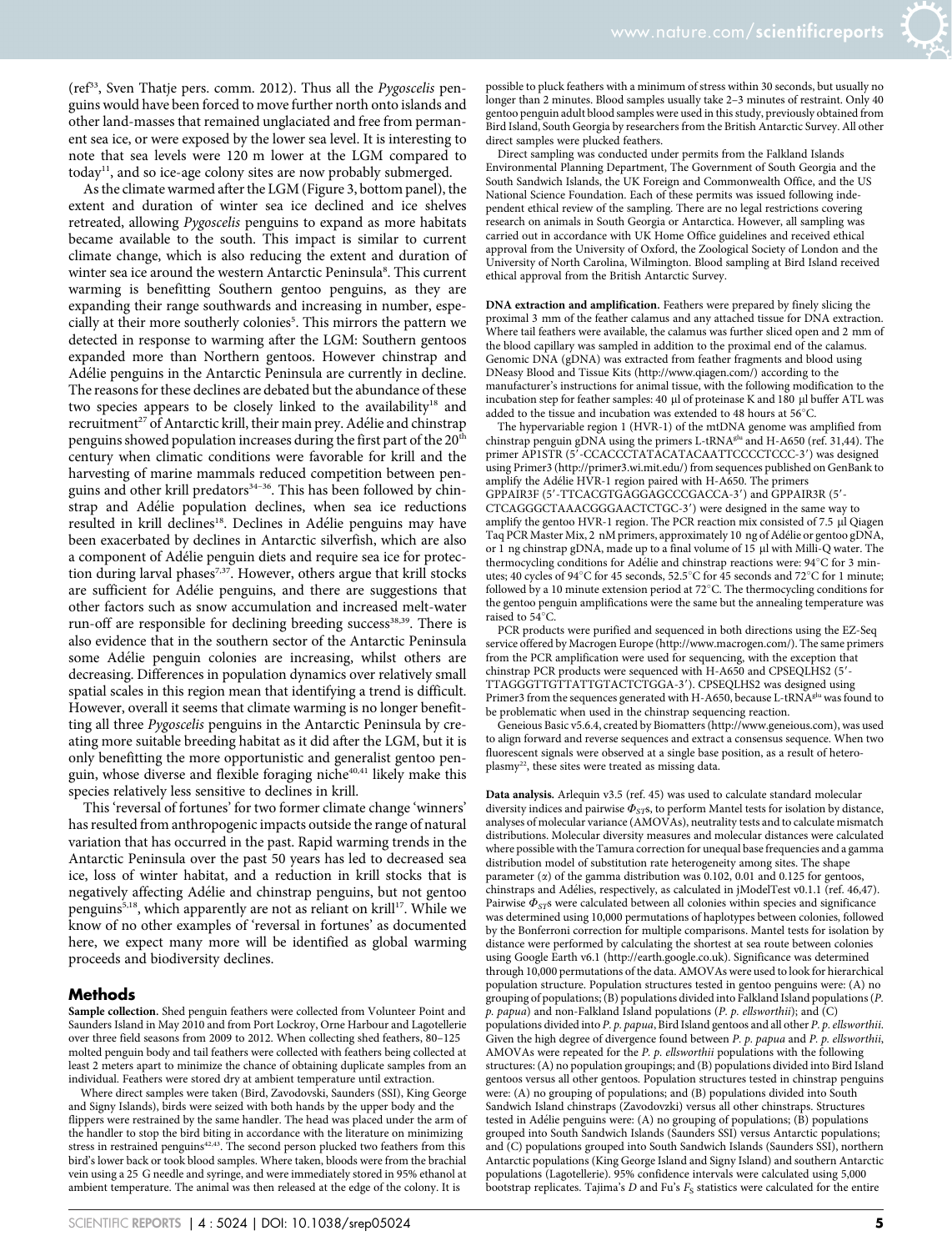(ref[33], Sven Thatje pers. comm. 2012). Thus all the *Pygoscelis* penguins would have been forced to move further north onto islands and other land-masses that remained unglaciated and free from permanent sea ice, or were exposed by the lower sea level. It is interesting to note that sea levels were 120 m lower at the LGM compared to today[11], and so ice-age colony sites are now probably submerged.

As the climate warmed after the LGM (Figure 3, bottom panel), the extent and duration of winter sea ice declined and ice shelves retreated, allowing *Pygoscelis* penguins to expand as more habitats became available to the south. This impact is similar to current climate change, which is also reducing the extent and duration of winter sea ice around the western Antarctic Peninsula[8]. This current warming is benefitting Southern gentoo penguins, as they are expanding their range southwards and increasing in number, especially at their more southerly colonies[5]. This mirrors the pattern we detected in response to warming after the LGM: Southern gentoos expanded more than Northern gentoos. However chinstrap and Adélie penguins in the Antarctic Peninsula are currently in decline. The reasons for these declines are debated but the abundance of these two species appears to be closely linked to the availability[18] and recruitment[27] of Antarctic krill, their main prey. Adélie and chinstrap penguins showed population increases during the first part of the 20th century when climatic conditions were favorable for krill and the harvesting of marine mammals reduced competition between penguins and other krill predators[34–36]. This has been followed by chinstrap and Adélie population declines, when sea ice reductions resulted in krill declines[18]. Declines in Adélie penguins may have been exacerbated by declines in Antarctic silverfish, which are also a component of Adélie penguin diets and require sea ice for protection during larval phases[7,37]. However, others argue that krill stocks are sufficient for Adélie penguins, and there are suggestions that other factors such as snow accumulation and increased melt-water run-off are responsible for declining breeding success[38,39]. There is also evidence that in the southern sector of the Antarctic Peninsula some Adélie penguin colonies are increasing, whilst others are decreasing. Differences in population dynamics over relatively small spatial scales in this region mean that identifying a trend is difficult. However, overall it seems that climate warming is no longer benefitting all three *Pygoscelis* penguins in the Antarctic Peninsula by creating more suitable breeding habitat as it did after the LGM, but it is only benefitting the more opportunistic and generalist gentoo penguin, whose diverse and flexible foraging niche[40,41] likely make this species relatively less sensitive to declines in krill.

This 'reversal of fortunes' for two former climate change 'winners' has resulted from anthropogenic impacts outside the range of natural variation that has occurred in the past. Rapid warming trends in the Antarctic Peninsula over the past 50 years has led to decreased sea ice, loss of winter habitat, and a reduction in krill stocks that is negatively affecting Adélie and chinstrap penguins, but not gentoo penguins[5,18], which apparently are not as reliant on krill[17]. While we know of no other examples of 'reversal in fortunes' as documented here, we expect many more will be identified as global warming proceeds and biodiversity declines.

## Methods

**Sample collection.** Shed penguin feathers were collected from Volunteer Point and Saunders Island in May 2010 and from Port Lockroy, Orne Harbour and Lagotellerie over three field seasons from 2009 to 2012. When collecting shed feathers, 80–125 molted penguin body and tail feathers were collected with feathers being collected at least 2 meters apart to minimize the chance of obtaining duplicate samples from an individual. Feathers were stored dry at ambient temperature until extraction.

Where direct samples were taken (Bird, Zavodovski, Saunders (SSI), King George and Signy Islands), birds were seized with both hands by the upper body and the flippers were restrained by the same handler. The head was placed under the arm of the handler to stop the bird biting in accordance with the literature on minimizing stress in restrained penguins[42,43]. The second person plucked two feathers from this bird's lower back or took blood samples. Where taken, bloods were from the brachial vein using a 25 G needle and syringe, and were immediately stored in 95% ethanol at ambient temperature. The animal was then released at the edge of the colony. It is possible to pluck feathers with a minimum of stress within 30 seconds, but usually no longer than 2 minutes. Blood samples usually take 2–3 minutes of restraint. Only 40 gentoo penguin adult blood samples were used in this study, previously obtained from Bird Island, South Georgia by researchers from the British Antarctic Survey. All other direct samples were plucked feathers.

Direct sampling was conducted under permits from the Falkland Islands Environmental Planning Department, The Government of South Georgia and the South Sandwich Islands, the UK Foreign and Commonwealth Office, and the US National Science Foundation. Each of these permits was issued following independent ethical review of the sampling. There are no legal restrictions covering research on animals in South Georgia or Antarctica. However, all sampling was carried out in accordance with UK Home Office guidelines and received ethical approval from the University of Oxford, the Zoological Society of London and the University of North Carolina, Wilmington. Blood sampling at Bird Island received ethical approval from the British Antarctic Survey.

**DNA extraction and amplification.** Feathers were prepared by finely slicing the proximal 3 mm of the feather calamus and any attached tissue for DNA extraction. Where tail feathers were available, the calamus was further sliced open and 2 mm of the blood capillary was sampled in addition to the proximal end of the calamus. Genomic DNA (gDNA) was extracted from feather fragments and blood using DNeasy Blood and Tissue Kits (http://www.qiagen.com/) according to the manufacturer's instructions for animal tissue, with the following modification to the incubation step for feather samples: 40 μl of proteinase K and 180 μl buffer ATL was added to the tissue and incubation was extended to 48 hours at 56°C.

The hypervariable region 1 (HVR-1) of the mtDNA genome was amplified from chinstrap penguin gDNA using the primers L-tRNA$^{glu}$ and H-A650 (ref. 31,44). The primer AP1STR (5′-CCACCCTATACATACAATTCCCCTCCC-3′) was designed using Primer3 (http://primer3.wi.mit.edu/) from sequences published on GenBank to amplify the Adélie HVR-1 region paired with H-A650. The primers GPPAIR3F (5′-TTCACGTGAGGAGCCCGACCA-3′) and GPPAIR3R (5′-CTCAGGGCTAAACGGGAACTCTGC-3′) were designed in the same way to amplify the gentoo HVR-1 region. The PCR reaction mix consisted of 7.5 μl Qiagen Taq PCR Master Mix, 2 nM primers, approximately 10 ng of Adélie or gentoo gDNA, or 1 ng chinstrap gDNA, made up to a final volume of 15 μl with Milli-Q water. The thermocycling conditions for Adélie and chinstrap reactions were: 94°C for 3 minutes; 40 cycles of 94°C for 45 seconds, 52.5°C for 45 seconds and 72°C for 1 minute; followed by a 10 minute extension period at 72°C. The thermocycling conditions for the gentoo penguin amplifications were the same but the annealing temperature was raised to 54°C.

PCR products were purified and sequenced in both directions using the EZ-Seq service offered by Macrogen Europe (http://www.macrogen.com/). The same primers from the PCR amplification were used for sequencing, with the exception that chinstrap PCR products were sequenced with H-A650 and CPSEQLHS2 (5′-TTAGGGTTGTTATTGTACTCTGGA-3′). CPSEQLHS2 was designed using Primer3 from the sequences generated with H-A650, because L-tRNA$^{glu}$ was found to be problematic when used in the chinstrap sequencing reaction.

Geneious Basic v5.6.4, created by Biomatters (http://www.geneious.com), was used to align forward and reverse sequences and extract a consensus sequence. When two fluorescent signals were observed at a single base position, as a result of heteroplasmy[22], these sites were treated as missing data.

**Data analysis.** Arlequin v3.5 (ref. 45) was used to calculate standard molecular diversity indices and pairwise $\Phi_{ST}$s, to perform Mantel tests for isolation by distance, analyses of molecular variance (AMOVAs), neutrality tests and to calculate mismatch distributions. Molecular diversity measures and molecular distances were calculated where possible with the Tamura correction for unequal base frequencies and a gamma distribution model of substitution rate heterogeneity among sites. The shape parameter ($\alpha$) of the gamma distribution was 0.102, 0.01 and 0.125 for gentoos, chinstraps and Adélies, respectively, as calculated in jModelTest v0.1.1 (ref. 46,47). Pairwise $\Phi_{ST}$s were calculated between all colonies within species and significance was determined using 10,000 permutations of haplotypes between colonies, followed by the Bonferroni correction for multiple comparisons. Mantel tests for isolation by distance were performed by calculating the shortest at sea route between colonies using Google Earth v6.1 (http://earth.google.co.uk). Significance was determined through 10,000 permutations of the data. AMOVAs were used to look for hierarchical population structure. Population structures tested in gentoo penguins were: (A) no grouping of populations; (B) populations divided into Falkland Island populations (*P. p. papua*) and non-Falkland Island populations (*P. p. ellsworthii*); and (C) populations divided into *P. p. papua*, Bird Island gentoos and all other *P. p. ellsworthii*. Given the high degree of divergence found between *P. p. papua* and *P. p. ellsworthii*, AMOVAs were repeated for the *P. p. ellsworthii* populations with the following structures: (A) no population groupings; and (B) populations divided into Bird Island gentoos versus all other gentoos. Population structures tested in chinstrap penguins were: (A) no grouping of populations; and (B) populations divided into South Sandwich Island chinstraps (Zavodovzki) versus all other chinstraps. Structures tested in Adélie penguins were: (A) no grouping of populations; (B) populations grouped into South Sandwich Islands (Saunders SSI) versus Antarctic populations; and (C) populations grouped into South Sandwich Islands (Saunders SSI), northern Antarctic populations (King George Island and Signy Island) and southern Antarctic populations (Lagotellerie). 95% confidence intervals were calculated using 5,000 bootstrap replicates. Tajima's $D$ and Fu's $F_S$ statistics were calculated for the entire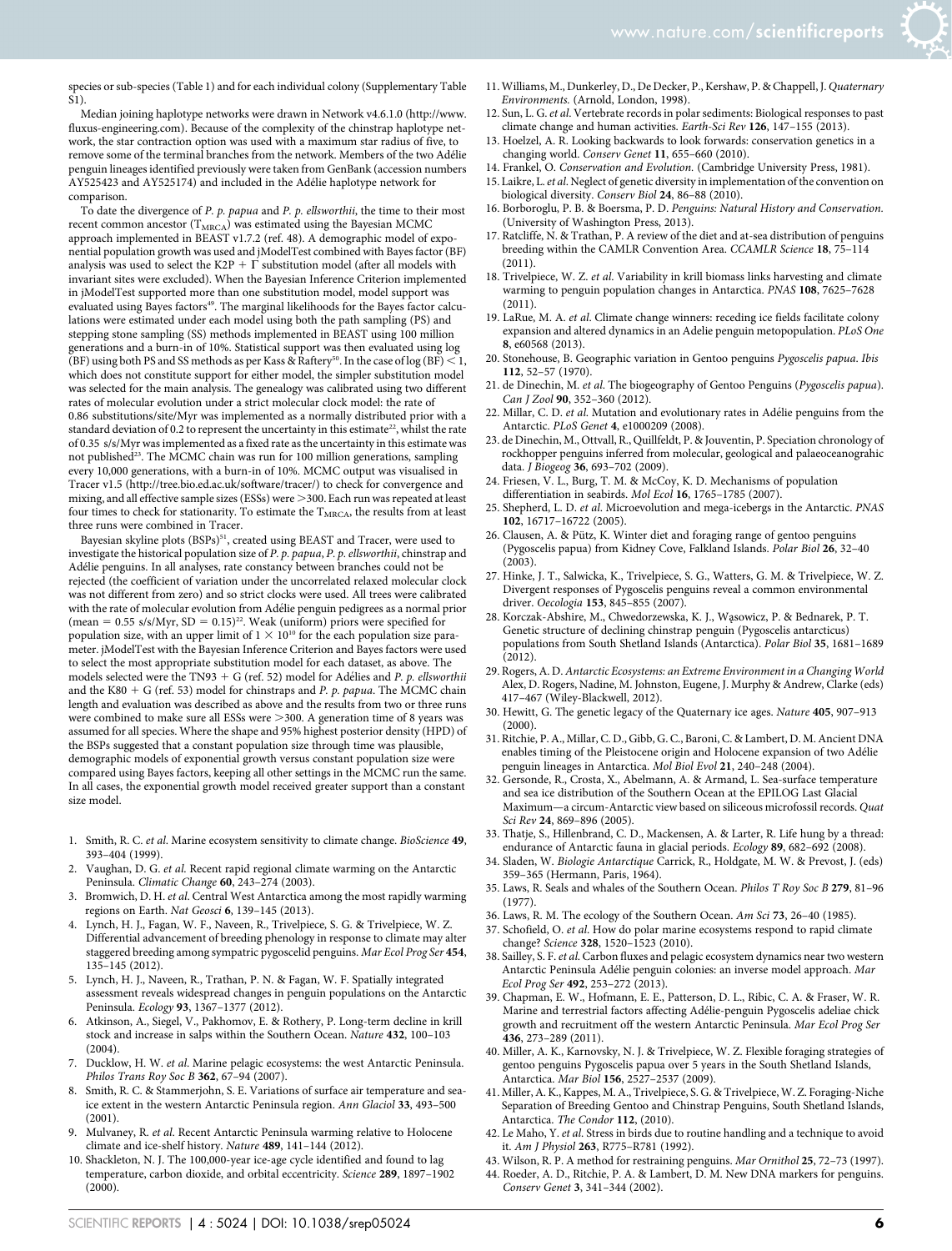species or sub-species (Table 1) and for each individual colony (Supplementary Table S1).

Median joining haplotype networks were drawn in Network v4.6.1.0 (http://www.fluxus-engineering.com). Because of the complexity of the chinstrap haplotype network, the star contraction option was used with a maximum star radius of five, to remove some of the terminal branches from the network. Members of the two Adélie penguin lineages identified previously were taken from GenBank (accession numbers AY525423 and AY525174) and included in the Adélie haplotype network for comparison.

To date the divergence of *P. p. papua* and *P. p. ellsworthii*, the time to their most recent common ancestor ($T_{MRCA}$) was estimated using the Bayesian MCMC approach implemented in BEAST v1.7.2 (ref. 48). A demographic model of exponential population growth was used and jModelTest combined with Bayes factor (BF) analysis was used to select the K2P + $\Gamma$ substitution model (after all models with invariant sites were excluded). When the Bayesian Inference Criterion implemented in jModelTest supported more than one substitution model, model support was evaluated using Bayes factors[49]. The marginal likelihoods for the Bayes factor calculations were estimated under each model using both the path sampling (PS) and stepping stone sampling (SS) methods implemented in BEAST using 100 million generations and a burn-in of 10%. Statistical support was then evaluated using log (BF) using both PS and SS methods as per Kass & Raftery[50]. In the case of log (BF) < 1, which does not constitute support for either model, the simpler substitution model was selected for the main analysis. The genealogy was calibrated using two different rates of molecular evolution under a strict molecular clock model: the rate of 0.86 substitutions/site/Myr was implemented as a normally distributed prior with a standard deviation of 0.2 to represent the uncertainty in this estimate[22], whilst the rate of 0.35 s/s/Myr was implemented as a fixed rate as the uncertainty in this estimate was not published[23]. The MCMC chain was run for 100 million generations, sampling every 10,000 generations, with a burn-in of 10%. MCMC output was visualised in Tracer v1.5 (http://tree.bio.ed.ac.uk/software/tracer/) to check for convergence and mixing, and all effective sample sizes (ESSs) were >300. Each run was repeated at least four times to check for stationarity. To estimate the $T_{MRCA}$, the results from at least three runs were combined in Tracer.

Bayesian skyline plots (BSPs)[51], created using BEAST and Tracer, were used to investigate the historical population size of *P. p. papua*, *P. p. ellsworthii*, chinstrap and Adélie penguins. In all analyses, rate constancy between branches could not be rejected (the coefficient of variation under the uncorrelated relaxed molecular clock was not different from zero) and so strict clocks were used. All trees were calibrated with the rate of molecular evolution from Adélie penguin pedigrees as a normal prior (mean = 0.55 s/s/Myr, SD = 0.15)[22]. Weak (uniform) priors were specified for population size, with an upper limit of $1 \times 10^{10}$ for the each population size parameter. jModelTest with the Bayesian Inference Criterion and Bayes factors were used to select the most appropriate substitution model for each dataset, as above. The models selected were the TN93 + G (ref. 52) model for Adélies and *P. p. ellsworthii* and the K80 + G (ref. 53) model for chinstraps and *P. p. papua*. The MCMC chain length and evaluation was described as above and the results from two or three runs were combined to make sure all ESSs were >300. A generation time of 8 years was assumed for all species. Where the shape and 95% highest posterior density (HPD) of the BSPs suggested that a constant population size through time was plausible, demographic models of exponential growth versus constant population size were compared using Bayes factors, keeping all other settings in the MCMC run the same. In all cases, the exponential growth model received greater support than a constant size model.

1. Smith, R. C. *et al.* Marine ecosystem sensitivity to climate change. *BioScience* **49**, 393–404 (1999).
2. Vaughan, D. G. *et al.* Recent rapid regional climate warming on the Antarctic Peninsula. *Climatic Change* **60**, 243–274 (2003).
3. Bromwich, D. H. *et al.* Central West Antarctica among the most rapidly warming regions on Earth. *Nat Geosci* **6**, 139–145 (2013).
4. Lynch, H. J., Fagan, W. F., Naveen, R., Trivelpiece, S. G. & Trivelpiece, W. Z. Differential advancement of breeding phenology in response to climate may alter staggered breeding among sympatric pygoscelid penguins. *Mar Ecol Prog Ser* **454**, 135–145 (2012).
5. Lynch, H. J., Naveen, R., Trathan, P. N. & Fagan, W. F. Spatially integrated assessment reveals widespread changes in penguin populations on the Antarctic Peninsula. *Ecology* **93**, 1367–1377 (2012).
6. Atkinson, A., Siegel, V., Pakhomov, E. & Rothery, P. Long-term decline in krill stock and increase in salps within the Southern Ocean. *Nature* **432**, 100–103 (2004).
7. Ducklow, H. W. *et al.* Marine pelagic ecosystems: the west Antarctic Peninsula. *Philos Trans Roy Soc B* **362**, 67–94 (2007).
8. Smith, R. C. & Stammerjohn, S. E. Variations of surface air temperature and sea-ice extent in the western Antarctic Peninsula region. *Ann Glaciol* **33**, 493–500 (2001).
9. Mulvaney, R. *et al.* Recent Antarctic Peninsula warming relative to Holocene climate and ice-shelf history. *Nature* **489**, 141–144 (2012).
10. Shackleton, N. J. The 100,000-year ice-age cycle identified and found to lag temperature, carbon dioxide, and orbital eccentricity. *Science* **289**, 1897–1902 (2000).
11. Williams, M., Dunkerley, D., De Decker, P., Kershaw, P. & Chappell, J. *Quaternary Environments.* (Arnold, London, 1998).
12. Sun, L. G. *et al.* Vertebrate records in polar sediments: Biological responses to past climate change and human activities. *Earth-Sci Rev* **126**, 147–155 (2013).
13. Hoelzel, A. R. Looking backwards to look forwards: conservation genetics in a changing world. *Conserv Genet* **11**, 655–660 (2010).
14. Frankel, O. *Conservation and Evolution.* (Cambridge University Press, 1981).
15. Laikre, L. *et al.* Neglect of genetic diversity in implementation of the convention on biological diversity. *Conserv Biol* **24**, 86–88 (2010).
16. Borboroglu, P. B. & Boersma, P. D. *Penguins: Natural History and Conservation.* (University of Washington Press, 2013).
17. Ratcliffe, N. & Trathan, P. A review of the diet and at-sea distribution of penguins breeding within the CAMLR Convention Area. *CCAMLR Science* **18**, 75–114 (2011).
18. Trivelpiece, W. Z. *et al.* Variability in krill biomass links harvesting and climate warming to penguin population changes in Antarctica. *PNAS* **108**, 7625–7628 (2011).
19. LaRue, M. A. *et al.* Climate change winners: receding ice fields facilitate colony expansion and altered dynamics in an Adelie penguin metopopulation. *PLoS One* **8**, e60568 (2013).
20. Stonehouse, B. Geographic variation in Gentoo penguins *Pygoscelis papua*. *Ibis* **112**, 52–57 (1970).
21. de Dinechin, M. *et al.* The biogeography of Gentoo Penguins (*Pygoscelis papua*). *Can J Zool* **90**, 352–360 (2012).
22. Millar, C. D. *et al.* Mutation and evolutionary rates in Adélie penguins from the Antarctic. *PLoS Genet* **4**, e1000209 (2008).
23. de Dinechin, M., Ottvall, R., Quillfeldt, P. & Jouventin, P. Speciation chronology of rockhopper penguins inferred from molecular, geological and palaeoceanogrhaic data. *J Biogeog* **36**, 693–702 (2009).
24. Friesen, V. L., Burg, T. M. & McCoy, K. D. Mechanisms of population differentiation in seabirds. *Mol Ecol* **16**, 1765–1785 (2007).
25. Shepherd, L. D. *et al.* Microevolution and mega-icebergs in the Antarctic. *PNAS* **102**, 16717–16722 (2005).
26. Clausen, A. & Pütz, K. Winter diet and foraging range of gentoo penguins (Pygoscelis papua) from Kidney Cove, Falkland Islands. *Polar Biol* **26**, 32–40 (2003).
27. Hinke, J. T., Salwicka, K., Trivelpiece, S. G., Watters, G. M. & Trivelpiece, W. Z. Divergent responses of Pygoscelis penguins reveal a common environmental driver. *Oecologia* **153**, 845–855 (2007).
28. Korczak-Abshire, M., Chwedorzewska, K. J., Wąsowicz, P. & Bednarek, P. T. Genetic structure of declining chinstrap penguin (Pygoscelis antarcticus) populations from South Shetland Islands (Antarctica). *Polar Biol* **35**, 1681–1689 (2012).
29. Rogers, A. D. *Antarctic Ecosystems: an Extreme Environment in a Changing World* Alex, D. Rogers, Nadine, M. Johnston, Eugene, J. Murphy & Andrew, Clarke (eds) 417–467 (Wiley-Blackwell, 2012).
30. Hewitt, G. The genetic legacy of the Quaternary ice ages. *Nature* **405**, 907–913 (2000).
31. Ritchie, P. A., Millar, C. D., Gibb, G. C., Baroni, C. & Lambert, D. M. Ancient DNA enables timing of the Pleistocene origin and Holocene expansion of two Adélie penguin lineages in Antarctica. *Mol Biol Evol* **21**, 240–248 (2004).
32. Gersonde, R., Crosta, X., Abelmann, A. & Armand, L. Sea-surface temperature and sea ice distribution of the Southern Ocean at the EPILOG Last Glacial Maximum—a circum-Antarctic view based on siliceous microfossil records. *Quat Sci Rev* **24**, 869–896 (2005).
33. Thatje, S., Hillenbrand, C. D., Mackensen, A. & Larter, R. Life hung by a thread: endurance of Antarctic fauna in glacial periods. *Ecology* **89**, 682–692 (2008).
34. Sladen, W. *Biologie Antarctique* Carrick, R., Holdgate, M. W. & Prevost, J. (eds) 359–365 (Hermann, Paris, 1964).
35. Laws, R. Seals and whales of the Southern Ocean. *Philos T Roy Soc B* **279**, 81–96 (1977).
36. Laws, R. M. The ecology of the Southern Ocean. *Am Sci* **73**, 26–40 (1985).
37. Schofield, O. *et al.* How do polar marine ecosystems respond to rapid climate change? *Science* **328**, 1520–1523 (2010).
38. Sailley, S. F. *et al.* Carbon fluxes and pelagic ecosystem dynamics near two western Antarctic Peninsula Adélie penguin colonies: an inverse model approach. *Mar Ecol Prog Ser* **492**, 253–272 (2013).
39. Chapman, E. W., Hofmann, E. E., Patterson, D. L., Ribic, C. A. & Fraser, W. R. Marine and terrestrial factors affecting Adélie-penguin Pygoscelis adeliae chick growth and recruitment off the western Antarctic Peninsula. *Mar Ecol Prog Ser* **436**, 273–289 (2011).
40. Miller, A. K., Karnovsky, N. J. & Trivelpiece, W. Z. Flexible foraging strategies of gentoo penguins Pygoscelis papua over 5 years in the South Shetland Islands, Antarctica. *Mar Biol* **156**, 2527–2537 (2009).
41. Miller, A. K., Kappes, M. A., Trivelpiece, S. G. & Trivelpiece, W. Z. Foraging-Niche Separation of Breeding Gentoo and Chinstrap Penguins, South Shetland Islands, Antarctica. *The Condor* **112**, (2010).
42. Le Maho, Y. *et al.* Stress in birds due to routine handling and a technique to avoid it. *Am J Physiol* **263**, R775–R781 (1992).
43. Wilson, R. P. A method for restraining penguins. *Mar Ornithol* **25**, 72–73 (1997).
44. Roeder, A. D., Ritchie, P. A. & Lambert, D. M. New DNA markers for penguins. *Conserv Genet* **3**, 341–344 (2002).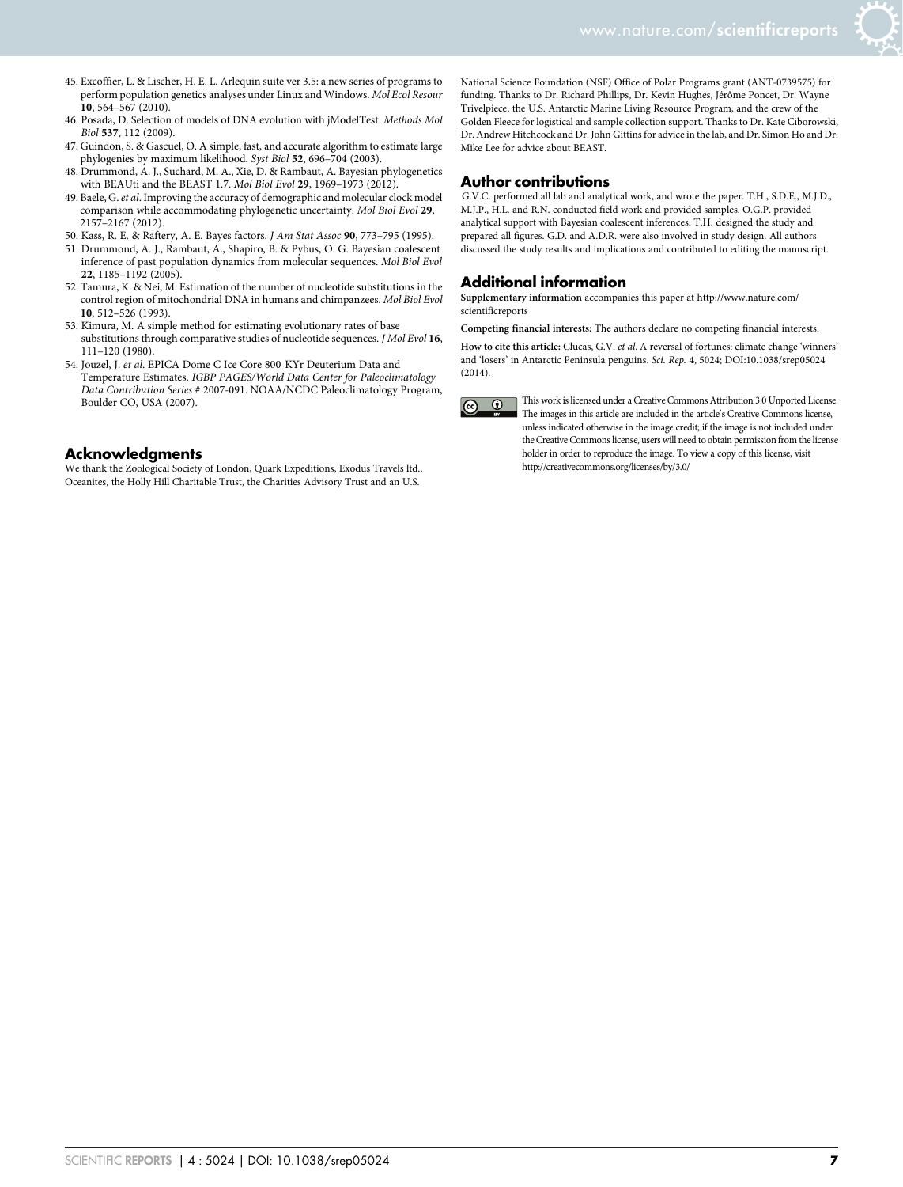45. Excoffier, L. & Lischer, H. E. L. Arlequin suite ver 3.5: a new series of programs to perform population genetics analyses under Linux and Windows. *Mol Ecol Resour* **10**, 564–567 (2010).
46. Posada, D. Selection of models of DNA evolution with jModelTest. *Methods Mol Biol* **537**, 112 (2009).
47. Guindon, S. & Gascuel, O. A simple, fast, and accurate algorithm to estimate large phylogenies by maximum likelihood. *Syst Biol* **52**, 696–704 (2003).
48. Drummond, A. J., Suchard, M. A., Xie, D. & Rambaut, A. Bayesian phylogenetics with BEAUti and the BEAST 1.7. *Mol Biol Evol* **29**, 1969–1973 (2012).
49. Baele, G. *et al*. Improving the accuracy of demographic and molecular clock model comparison while accommodating phylogenetic uncertainty. *Mol Biol Evol* **29**, 2157–2167 (2012).
50. Kass, R. E. & Raftery, A. E. Bayes factors. *J Am Stat Assoc* **90**, 773–795 (1995).
51. Drummond, A. J., Rambaut, A., Shapiro, B. & Pybus, O. G. Bayesian coalescent inference of past population dynamics from molecular sequences. *Mol Biol Evol* **22**, 1185–1192 (2005).
52. Tamura, K. & Nei, M. Estimation of the number of nucleotide substitutions in the control region of mitochondrial DNA in humans and chimpanzees. *Mol Biol Evol* **10**, 512–526 (1993).
53. Kimura, M. A simple method for estimating evolutionary rates of base substitutions through comparative studies of nucleotide sequences. *J Mol Evol* **16**, 111–120 (1980).
54. Jouzel, J. *et al*. EPICA Dome C Ice Core 800 KYr Deuterium Data and Temperature Estimates. *IGBP PAGES/World Data Center for Paleoclimatology Data Contribution Series* # 2007-091. NOAA/NCDC Paleoclimatology Program, Boulder CO, USA (2007).

## Acknowledgments

We thank the Zoological Society of London, Quark Expeditions, Exodus Travels ltd., Oceanites, the Holly Hill Charitable Trust, the Charities Advisory Trust and an U.S. National Science Foundation (NSF) Office of Polar Programs grant (ANT-0739575) for funding. Thanks to Dr. Richard Phillips, Dr. Kevin Hughes, Jérôme Poncet, Dr. Wayne Trivelpiece, the U.S. Antarctic Marine Living Resource Program, and the crew of the Golden Fleece for logistical and sample collection support. Thanks to Dr. Kate Ciborowski, Dr. Andrew Hitchcock and Dr. John Gittins for advice in the lab, and Dr. Simon Ho and Dr. Mike Lee for advice about BEAST.

## Author contributions

G.V.C. performed all lab and analytical work, and wrote the paper. T.H., S.D.E., M.J.D., M.J.P., H.L. and R.N. conducted field work and provided samples. O.G.P. provided analytical support with Bayesian coalescent inferences. T.H. designed the study and prepared all figures. G.D. and A.D.R. were also involved in study design. All authors discussed the study results and implications and contributed to editing the manuscript.

## Additional information

**Supplementary information** accompanies this paper at http://www.nature.com/scientificreports

**Competing financial interests:** The authors declare no competing financial interests.

**How to cite this article:** Clucas, G.V. *et al*. A reversal of fortunes: climate change 'winners' and 'losers' in Antarctic Peninsula penguins. *Sci. Rep.* **4**, 5024; DOI:10.1038/srep05024 (2014).

This work is licensed under a Creative Commons Attribution 3.0 Unported License. The images in this article are included in the article's Creative Commons license, unless indicated otherwise in the image credit; if the image is not included under the Creative Commons license, users will need to obtain permission from the license holder in order to reproduce the image. To view a copy of this license, visit http://creativecommons.org/licenses/by/3.0/